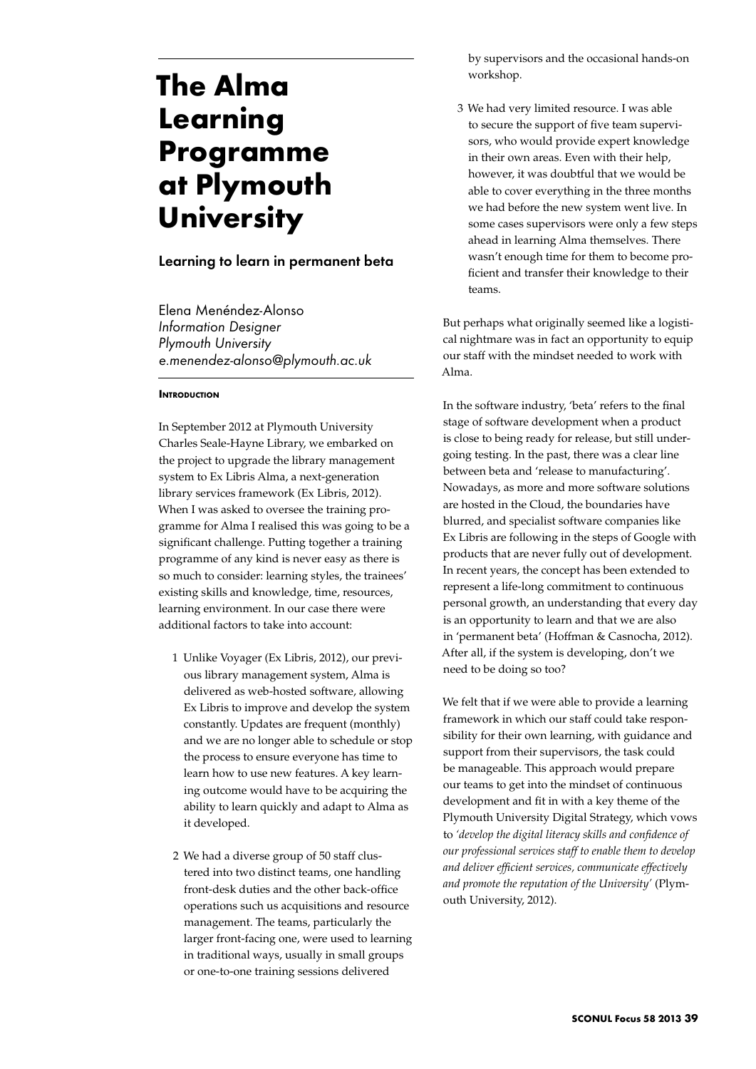# The Alma Learning Programme at Plymouth University

## Learning to learn in permanent beta

Elena Menéndez-Alonso
*Information Designer*
*Plymouth University*
*e.menendez-alonso@plymouth.ac.uk*

### Introduction

In September 2012 at Plymouth University Charles Seale-Hayne Library, we embarked on the project to upgrade the library management system to Ex Libris Alma, a next-generation library services framework (Ex Libris, 2012). When I was asked to oversee the training programme for Alma I realised this was going to be a significant challenge. Putting together a training programme of any kind is never easy as there is so much to consider: learning styles, the trainees' existing skills and knowledge, time, resources, learning environment. In our case there were additional factors to take into account:

1. Unlike Voyager (Ex Libris, 2012), our previous library management system, Alma is delivered as web-hosted software, allowing Ex Libris to improve and develop the system constantly. Updates are frequent (monthly) and we are no longer able to schedule or stop the process to ensure everyone has time to learn how to use new features. A key learning outcome would have to be acquiring the ability to learn quickly and adapt to Alma as it developed.
2. We had a diverse group of 50 staff clustered into two distinct teams, one handling front-desk duties and the other back-office operations such us acquisitions and resource management. The teams, particularly the larger front-facing one, were used to learning in traditional ways, usually in small groups or one-to-one training sessions delivered by supervisors and the occasional hands-on workshop.
3. We had very limited resource. I was able to secure the support of five team supervisors, who would provide expert knowledge in their own areas. Even with their help, however, it was doubtful that we would be able to cover everything in the three months we had before the new system went live. In some cases supervisors were only a few steps ahead in learning Alma themselves. There wasn't enough time for them to become proficient and transfer their knowledge to their teams.

But perhaps what originally seemed like a logistical nightmare was in fact an opportunity to equip our staff with the mindset needed to work with Alma.

In the software industry, 'beta' refers to the final stage of software development when a product is close to being ready for release, but still undergoing testing. In the past, there was a clear line between beta and 'release to manufacturing'. Nowadays, as more and more software solutions are hosted in the Cloud, the boundaries have blurred, and specialist software companies like Ex Libris are following in the steps of Google with products that are never fully out of development. In recent years, the concept has been extended to represent a life-long commitment to continuous personal growth, an understanding that every day is an opportunity to learn and that we are also in 'permanent beta' (Hoffman & Casnocha, 2012). After all, if the system is developing, don't we need to be doing so too?

We felt that if we were able to provide a learning framework in which our staff could take responsibility for their own learning, with guidance and support from their supervisors, the task could be manageable. This approach would prepare our teams to get into the mindset of continuous development and fit in with a key theme of the Plymouth University Digital Strategy, which vows to *'develop the digital literacy skills and confidence of our professional services staff to enable them to develop and deliver efficient services, communicate effectively and promote the reputation of the University'* (Plymouth University, 2012).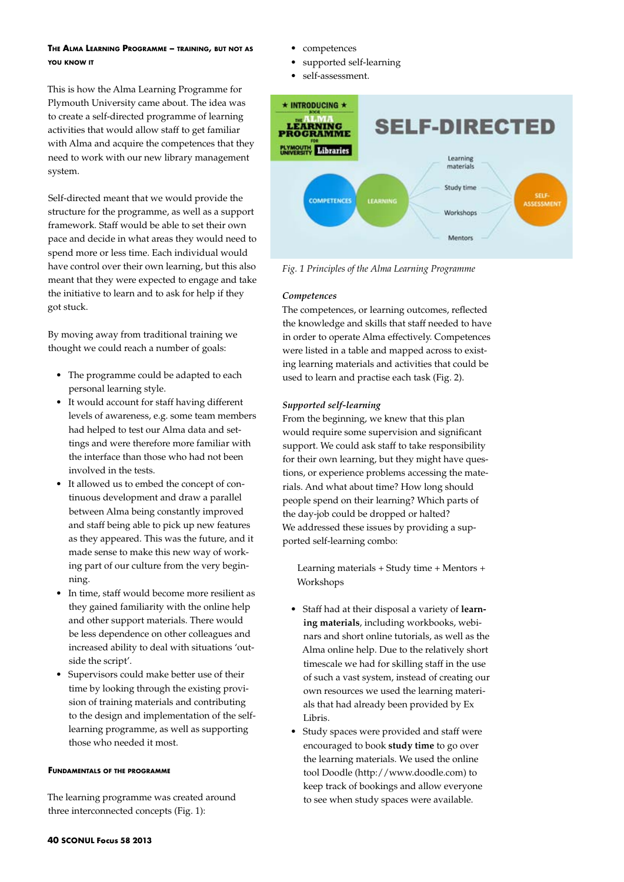## The Alma Learning Programme – training, but not as you know it

This is how the Alma Learning Programme for Plymouth University came about. The idea was to create a self-directed programme of learning activities that would allow staff to get familiar with Alma and acquire the competences that they need to work with our new library management system.

Self-directed meant that we would provide the structure for the programme, as well as a support framework. Staff would be able to set their own pace and decide in what areas they would need to spend more or less time. Each individual would have control over their own learning, but this also meant that they were expected to engage and take the initiative to learn and to ask for help if they got stuck.

By moving away from traditional training we thought we could reach a number of goals:

- The programme could be adapted to each personal learning style.
- It would account for staff having different levels of awareness, e.g. some team members had helped to test our Alma data and settings and were therefore more familiar with the interface than those who had not been involved in the tests.
- It allowed us to embed the concept of continuous development and draw a parallel between Alma being constantly improved and staff being able to pick up new features as they appeared. This was the future, and it made sense to make this new way of working part of our culture from the very beginning.
- In time, staff would become more resilient as they gained familiarity with the online help and other support materials. There would be less dependence on other colleagues and increased ability to deal with situations 'outside the script'.
- Supervisors could make better use of their time by looking through the existing provision of training materials and contributing to the design and implementation of the self-learning programme, as well as supporting those who needed it most.

## Fundamentals of the programme

The learning programme was created around three interconnected concepts (Fig. 1):

- competences
- supported self-learning
- self-assessment.

*Fig. 1 Principles of the Alma Learning Programme*

### *Competences*

The competences, or learning outcomes, reflected the knowledge and skills that staff needed to have in order to operate Alma effectively. Competences were listed in a table and mapped across to existing learning materials and activities that could be used to learn and practise each task (Fig. 2).

### *Supported self-learning*

From the beginning, we knew that this plan would require some supervision and significant support. We could ask staff to take responsibility for their own learning, but they might have questions, or experience problems accessing the materials. And what about time? How long should people spend on their learning? Which parts of the day-job could be dropped or halted?
We addressed these issues by providing a supported self-learning combo:

> Learning materials + Study time + Mentors + Workshops

- Staff had at their disposal a variety of **learning materials**, including workbooks, webinars and short online tutorials, as well as the Alma online help. Due to the relatively short timescale we had for skilling staff in the use of such a vast system, instead of creating our own resources we used the learning materials that had already been provided by Ex Libris.
- Study spaces were provided and staff were encouraged to book **study time** to go over the learning materials. We used the online tool Doodle (http://www.doodle.com) to keep track of bookings and allow everyone to see when study spaces were available.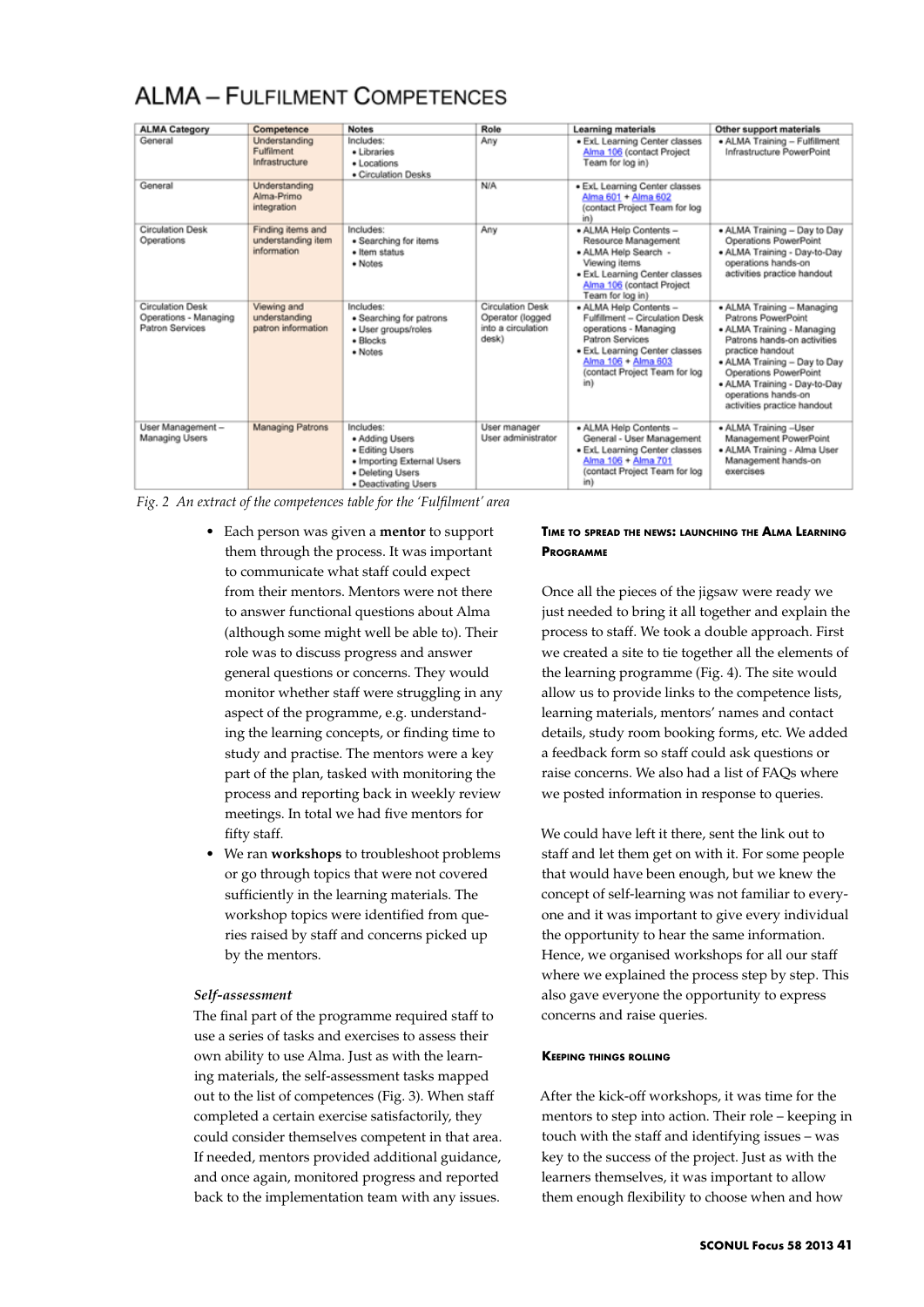# ALMA – FULFILMENT COMPETENCES

| ALMA Category | Competence | Notes | Role | Learning materials | Other support materials |
|---|---|---|---|---|---|
| General | Understanding Fulfilment Infrastructure | Includes: • Libraries • Locations • Circulation Desks | Any | • ExL Learning Center classes Alma 106 (contact Project Team for log in) | • ALMA Training – Fulfilment Infrastructure PowerPoint |
| General | Understanding Alma-Primo integration | | N/A | • ExL Learning Center classes Alma 601 + Alma 602 (contact Project Team for log in) | |
| Circulation Desk Operations | Finding items and understanding item information | Includes: • Searching for items • Item status • Notes | Any | • ALMA Help Contents – Resource Management • ALMA Help Search - Viewing items • ExL Learning Center classes Alma 106 (contact Project Team for log in) | • ALMA Training – Day to Day Operations PowerPoint • ALMA Training - Day-to-Day operations hands-on activities practice handout |
| Circulation Desk Operations - Managing Patron Services | Viewing and understanding patron information | Includes: • Searching for patrons • User groups/roles • Blocks • Notes | Circulation Desk Operator (logged into a circulation desk) | • ALMA Help Contents – Fulfillment – Circulation Desk operations - Managing Patron Services • ExL Learning Center classes Alma 106 + Alma 603 (contact Project Team for log in) | • ALMA Training – Managing Patrons PowerPoint • ALMA Training - Managing Patrons hands-on activities practice handout • ALMA Training – Day to Day Operations PowerPoint • ALMA Training - Day-to-Day operations hands-on activities practice handout |
| User Management – Managing Users | Managing Patrons | Includes: • Adding Users • Editing Users • Importing External Users • Deleting Users • Deactivating Users | User manager User administrator | • ALMA Help Contents – General - User Management • ExL Learning Center classes Alma 106 + Alma 701 (contact Project Team for log in) | • ALMA Training –User Management PowerPoint • ALMA Training - Alma User Management hands-on exercises |

*Fig. 2 An extract of the competences table for the 'Fulfilment' area*

- Each person was given a **mentor** to support them through the process. It was important to communicate what staff could expect from their mentors. Mentors were not there to answer functional questions about Alma (although some might well be able to). Their role was to discuss progress and answer general questions or concerns. They would monitor whether staff were struggling in any aspect of the programme, e.g. understanding the learning concepts, or finding time to study and practise. The mentors were a key part of the plan, tasked with monitoring the process and reporting back in weekly review meetings. In total we had five mentors for fifty staff.
- We ran **workshops** to troubleshoot problems or go through topics that were not covered sufficiently in the learning materials. The workshop topics were identified from queries raised by staff and concerns picked up by the mentors.

*Self-assessment*

The final part of the programme required staff to use a series of tasks and exercises to assess their own ability to use Alma. Just as with the learning materials, the self-assessment tasks mapped out to the list of competences (Fig. 3). When staff completed a certain exercise satisfactorily, they could consider themselves competent in that area. If needed, mentors provided additional guidance, and once again, monitored progress and reported back to the implementation team with any issues.

### TIME TO SPREAD THE NEWS: LAUNCHING THE ALMA LEARNING PROGRAMME

Once all the pieces of the jigsaw were ready we just needed to bring it all together and explain the process to staff. We took a double approach. First we created a site to tie together all the elements of the learning programme (Fig. 4). The site would allow us to provide links to the competence lists, learning materials, mentors' names and contact details, study room booking forms, etc. We added a feedback form so staff could ask questions or raise concerns. We also had a list of FAQs where we posted information in response to queries.

We could have left it there, sent the link out to staff and let them get on with it. For some people that would have been enough, but we knew the concept of self-learning was not familiar to everyone and it was important to give every individual the opportunity to hear the same information. Hence, we organised workshops for all our staff where we explained the process step by step. This also gave everyone the opportunity to express concerns and raise queries.

### KEEPING THINGS ROLLING

After the kick-off workshops, it was time for the mentors to step into action. Their role – keeping in touch with the staff and identifying issues – was key to the success of the project. Just as with the learners themselves, it was important to allow them enough flexibility to choose when and how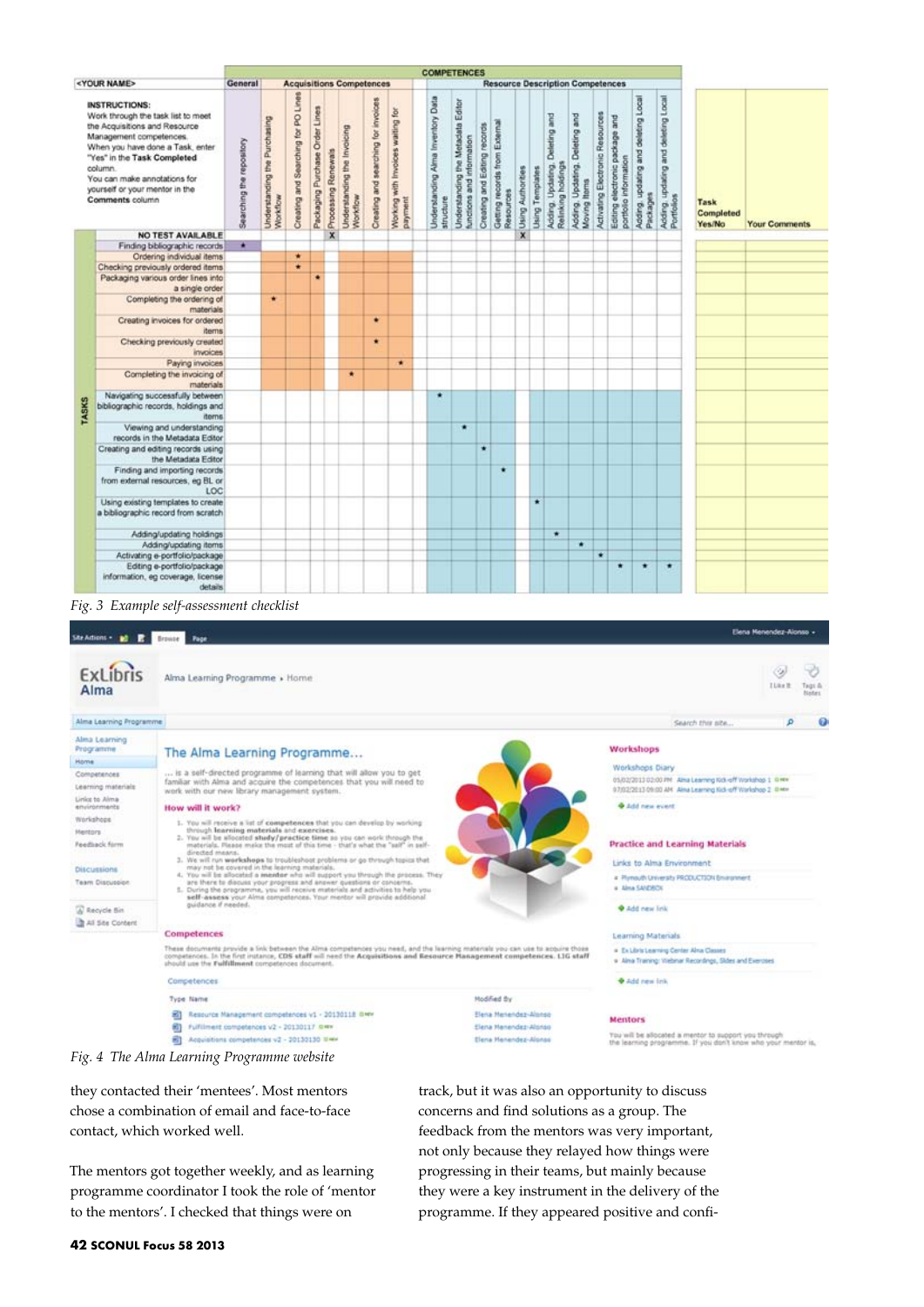| <YOUR NAME> | General | Acquisitions Competences | | | | | | | Resource Description Competences | | | | | | | | | | | | | |
|---|---|---|---|---|---|---|---|---|---|---|---|---|---|---|---|---|---|---|---|---|---|---|
| **INSTRUCTIONS:** Work through the task list to meet the Acquisitions and Resource Management competences. When you have done a Task, enter "Yes" in the **Task Completed** column. You can make annotations for yourself or your mentor in the **Comments** column | Searching the repository | Understanding the Purchasing Workflow | Creating and Searching for PO Lines | Packaging Purchase Order Lines | Processing Renewals | Understanding the Invoicing Workflow | Creating and searching for invoices | Working with Invoices waiting for payment | Understanding Alma Inventory Data structure | Understanding the Metadata Editor functions and information | Creating and Editing records | Getting records from External Resources | Using Authorities | Using Templates | Adding, Updating, Deleting and Relinking holdings | Adding, Updating, Deleting and Moving items | Activating Electronic Resources | Editing electronic package and portfolio information | Adding, updating and deleting Local Packages | Adding, updating and deleting Local Portfolios | Task Completed Yes/No | Your Comments |
| **TASKS** | | | | | | | | | | | | | | | | | | | | | | |
| NO TEST AVAILABLE | | | | | X | | | | | | | | X | | | | | | | | | |
| Finding bibliographic records | * | | | | | | | | | | | | | | | | | | | | | |
| Ordering individual items | | | * | | | | | | | | | | | | | | | | | | | |
| Checking previously ordered items | | | * | | | | | | | | | | | | | | | | | | | |
| Packaging various order lines into a single order | | | | * | | | | | | | | | | | | | | | | | | |
| Completing the ordering of materials | | * | | | | | | | | | | | | | | | | | | | | |
| Creating invoices for ordered items | | | | | | | * | | | | | | | | | | | | | | | |
| Checking previously created invoices | | | | | | | * | | | | | | | | | | | | | | | |
| Paying invoices | | | | | | | | * | | | | | | | | | | | | | | |
| Completing the invoicing of materials | | | | | | * | | | | | | | | | | | | | | | | |
| Navigating successfully between bibliographic records, holdings and items | | | | | | | | | * | | | | | | | | | | | | | |
| Viewing and understanding records in the Metadata Editor | | | | | | | | | | * | | | | | | | | | | | | |
| Creating and editing records using the Metadata Editor | | | | | | | | | | | * | | | | | | | | | | | |
| Finding and importing records from external resources, eg BL or LOC | | | | | | | | | | | | * | | | | | | | | | | |
| Using existing templates to create a bibliographic record from scratch | | | | | | | | | | | | | | * | | | | | | | | |
| Adding/updating holdings | | | | | | | | | | | | | | | * | | | | | | | |
| Adding/updating items | | | | | | | | | | | | | | | | * | | | | | | |
| Activating e-portfolio/package | | | | | | | | | | | | | | | | | * | | | | | |
| Editing e-portfolio/package information, eg coverage, license details | | | | | | | | | | | | | | | | | | * | * | * | | |

*Fig. 3 Example self-assessment checklist*

**The Alma Learning Programme...**

... is a self-directed programme of learning that will allow you to get familiar with Alma and acquire the competences that you will need to work with our new library management system.

**How will it work?**

1. You will receive a list of **competences** that you can develop by working through **learning materials** and **exercises**.
2. You will be allocated **study/practice time** so you can work through the materials. Please make the most of this time - that's what the "self" in self-directed means.
3. We will run **workshops** to troubleshoot problems or go through topics that may not be covered in the learning materials.
4. You will be allocated a **mentor** who will support you through the process. They are there to discuss your progress and answer questions or concerns.
5. During the programme, you will receive materials and activities to help you **self-assess** your Alma competences. Your mentor will provide additional guidance if needed.

**Competences**

These documents provide a link between the Alma competences you need, and the learning materials you can use to acquire those competences. In the first instance, **CDS staff** will need the **Acquisitions and Resource Management competences**. LIG staff should use the **Fulfillment** competences document.

*Fig. 4 The Alma Learning Programme website*

they contacted their 'mentees'. Most mentors chose a combination of email and face-to-face contact, which worked well.

The mentors got together weekly, and as learning programme coordinator I took the role of 'mentor to the mentors'. I checked that things were on track, but it was also an opportunity to discuss concerns and find solutions as a group. The feedback from the mentors was very important, not only because they relayed how things were progressing in their teams, but mainly because they were a key instrument in the delivery of the programme. If they appeared positive and confi-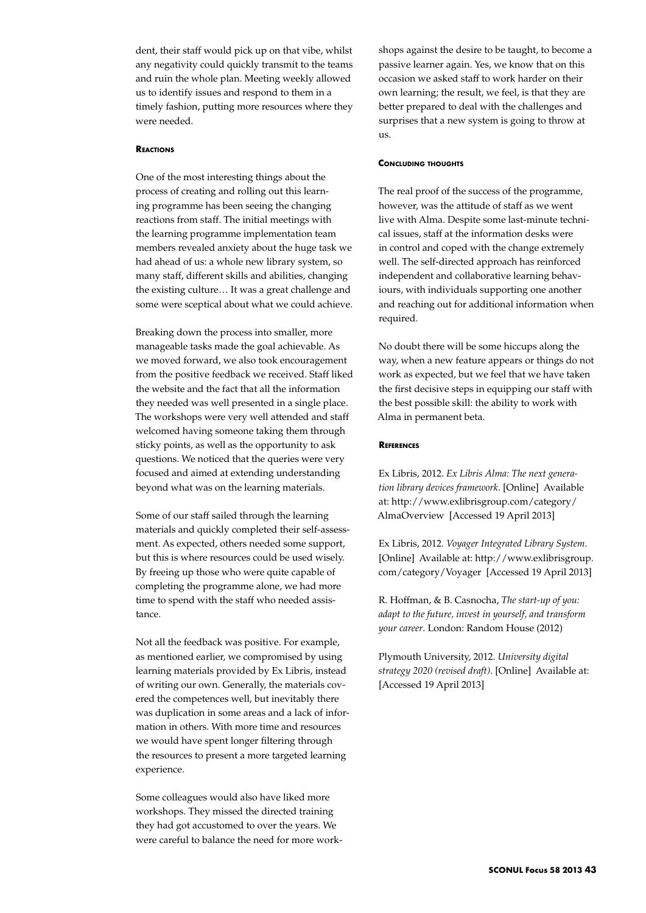dent, their staff would pick up on that vibe, whilst any negativity could quickly transmit to the teams and ruin the whole plan. Meeting weekly allowed us to identify issues and respond to them in a timely fashion, putting more resources where they were needed.

### Reactions

One of the most interesting things about the process of creating and rolling out this learning programme has been seeing the changing reactions from staff. The initial meetings with the learning programme implementation team members revealed anxiety about the huge task we had ahead of us: a whole new library system, so many staff, different skills and abilities, changing the existing culture… It was a great challenge and some were sceptical about what we could achieve.

Breaking down the process into smaller, more manageable tasks made the goal achievable. As we moved forward, we also took encouragement from the positive feedback we received. Staff liked the website and the fact that all the information they needed was well presented in a single place. The workshops were very well attended and staff welcomed having someone taking them through sticky points, as well as the opportunity to ask questions. We noticed that the queries were very focused and aimed at extending understanding beyond what was on the learning materials.

Some of our staff sailed through the learning materials and quickly completed their self-assessment. As expected, others needed some support, but this is where resources could be used wisely. By freeing up those who were quite capable of completing the programme alone, we had more time to spend with the staff who needed assistance.

Not all the feedback was positive. For example, as mentioned earlier, we compromised by using learning materials provided by Ex Libris, instead of writing our own. Generally, the materials covered the competences well, but inevitably there was duplication in some areas and a lack of information in others. With more time and resources we would have spent longer filtering through the resources to present a more targeted learning experience.

Some colleagues would also have liked more workshops. They missed the directed training they had got accustomed to over the years. We were careful to balance the need for more workshops against the desire to be taught, to become a passive learner again. Yes, we know that on this occasion we asked staff to work harder on their own learning; the result, we feel, is that they are better prepared to deal with the challenges and surprises that a new system is going to throw at us.

### Concluding thoughts

The real proof of the success of the programme, however, was the attitude of staff as we went live with Alma. Despite some last-minute technical issues, staff at the information desks were in control and coped with the change extremely well. The self-directed approach has reinforced independent and collaborative learning behaviours, with individuals supporting one another and reaching out for additional information when required.

No doubt there will be some hiccups along the way, when a new feature appears or things do not work as expected, but we feel that we have taken the first decisive steps in equipping our staff with the best possible skill: the ability to work with Alma in permanent beta.

### References

Ex Libris, 2012. *Ex Libris Alma: The next generation library devices framework*. [Online] Available at: http://www.exlibrisgroup.com/category/AlmaOverview [Accessed 19 April 2013]

Ex Libris, 2012. *Voyager Integrated Library System*. [Online] Available at: http://www.exlibrisgroup.com/category/Voyager [Accessed 19 April 2013]

R. Hoffman, & B. Casnocha, *The start-up of you: adapt to the future, invest in yourself, and transform your career*. London: Random House (2012)

Plymouth University, 2012. *University digital strategy 2020 (revised draft)*. [Online] Available at: [Accessed 19 April 2013]